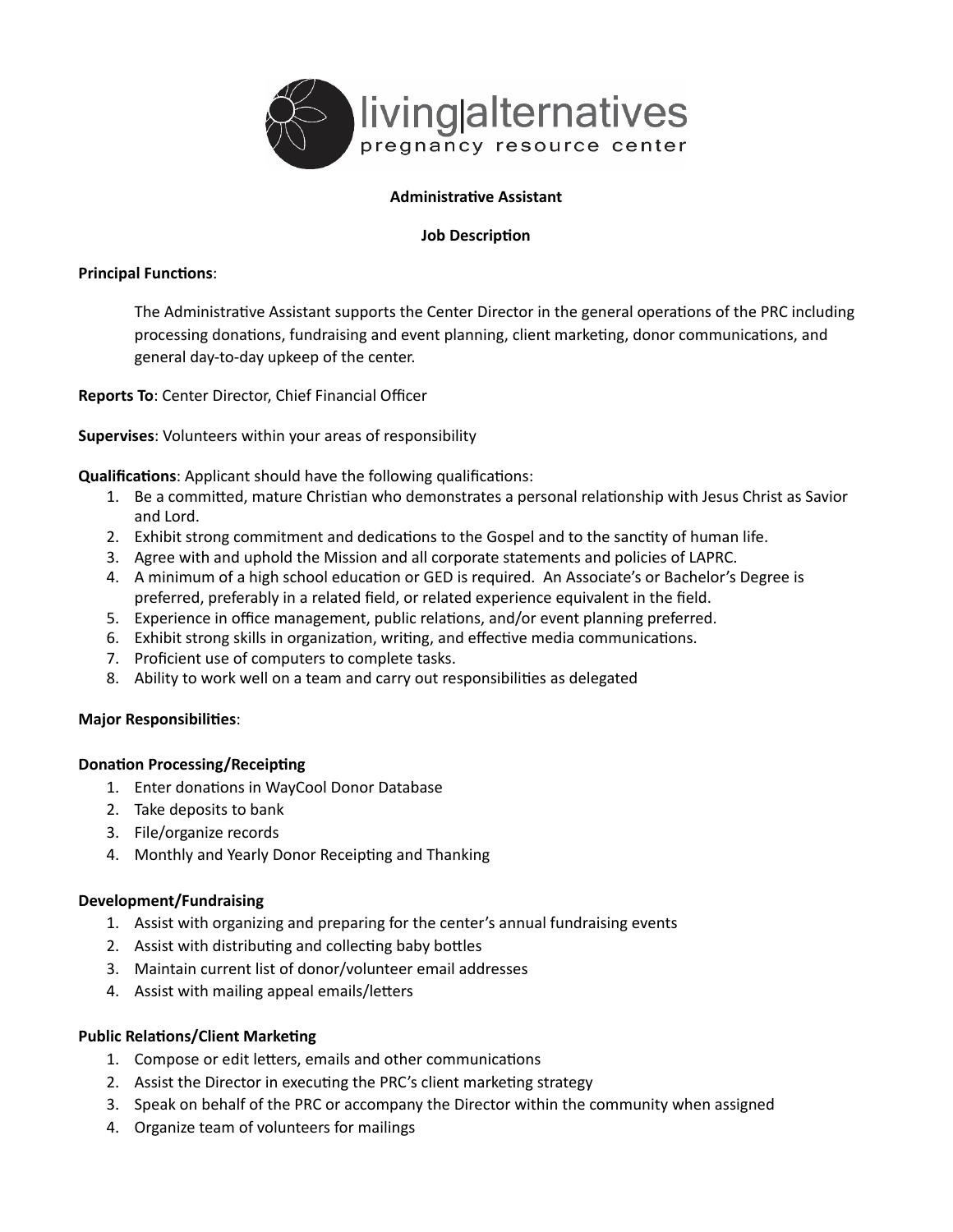living|alternatives
pregnancy resource center

**Administrative Assistant**

**Job Description**

**Principal Functions**:

The Administrative Assistant supports the Center Director in the general operations of the PRC including processing donations, fundraising and event planning, client marketing, donor communications, and general day-to-day upkeep of the center.

**Reports To**: Center Director, Chief Financial Officer

**Supervises**: Volunteers within your areas of responsibility

**Qualifications**: Applicant should have the following qualifications:

1. Be a committed, mature Christian who demonstrates a personal relationship with Jesus Christ as Savior and Lord.
2. Exhibit strong commitment and dedications to the Gospel and to the sanctity of human life.
3. Agree with and uphold the Mission and all corporate statements and policies of LAPRC.
4. A minimum of a high school education or GED is required. An Associate's or Bachelor's Degree is preferred, preferably in a related field, or related experience equivalent in the field.
5. Experience in office management, public relations, and/or event planning preferred.
6. Exhibit strong skills in organization, writing, and effective media communications.
7. Proficient use of computers to complete tasks.
8. Ability to work well on a team and carry out responsibilities as delegated

**Major Responsibilities**:

**Donation Processing/Receipting**

1. Enter donations in WayCool Donor Database
2. Take deposits to bank
3. File/organize records
4. Monthly and Yearly Donor Receipting and Thanking

**Development/Fundraising**

1. Assist with organizing and preparing for the center's annual fundraising events
2. Assist with distributing and collecting baby bottles
3. Maintain current list of donor/volunteer email addresses
4. Assist with mailing appeal emails/letters

**Public Relations/Client Marketing**

1. Compose or edit letters, emails and other communications
2. Assist the Director in executing the PRC's client marketing strategy
3. Speak on behalf of the PRC or accompany the Director within the community when assigned
4. Organize team of volunteers for mailings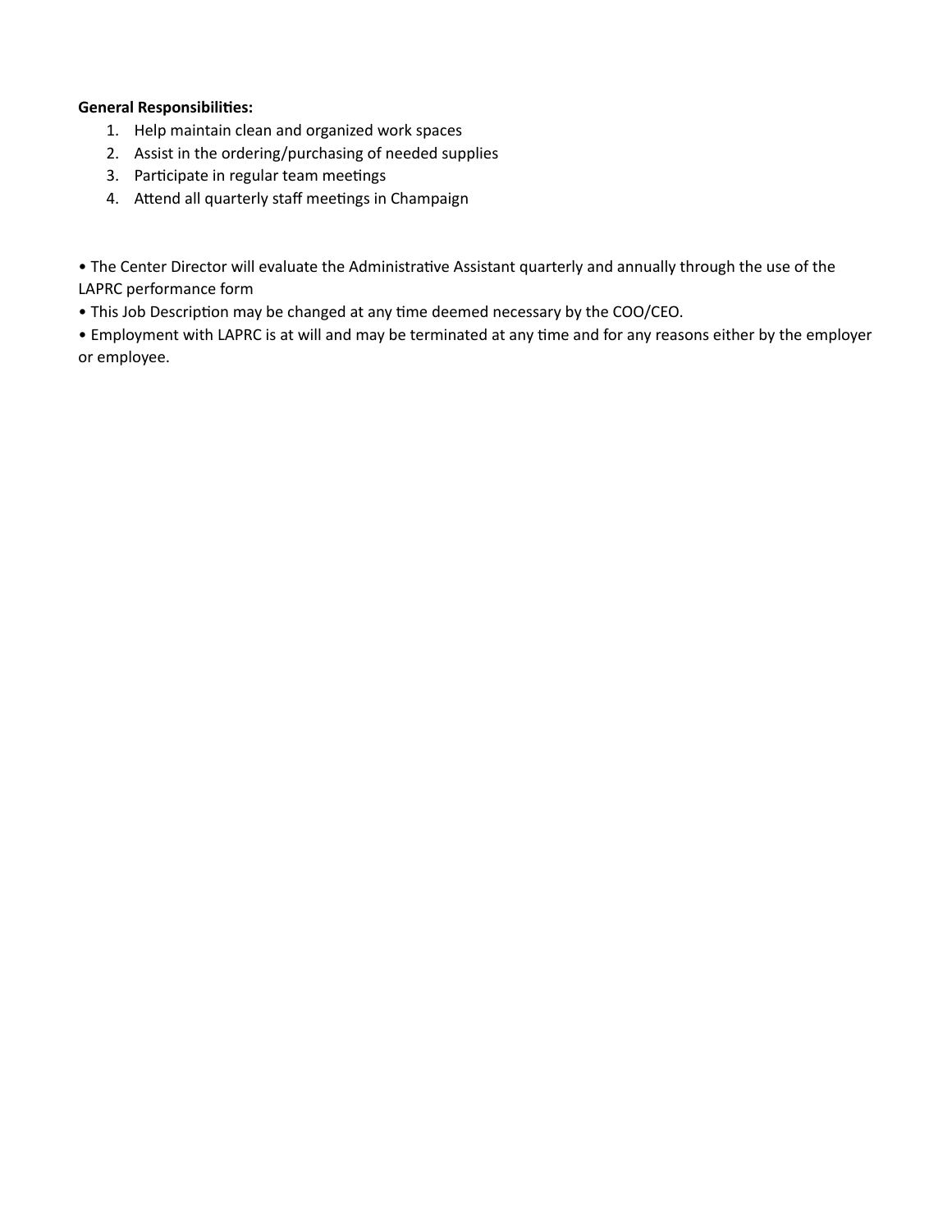**General Responsibilities:**

1. Help maintain clean and organized work spaces
2. Assist in the ordering/purchasing of needed supplies
3. Participate in regular team meetings
4. Attend all quarterly staff meetings in Champaign

• The Center Director will evaluate the Administrative Assistant quarterly and annually through the use of the LAPRC performance form

• This Job Description may be changed at any time deemed necessary by the COO/CEO.

• Employment with LAPRC is at will and may be terminated at any time and for any reasons either by the employer or employee.